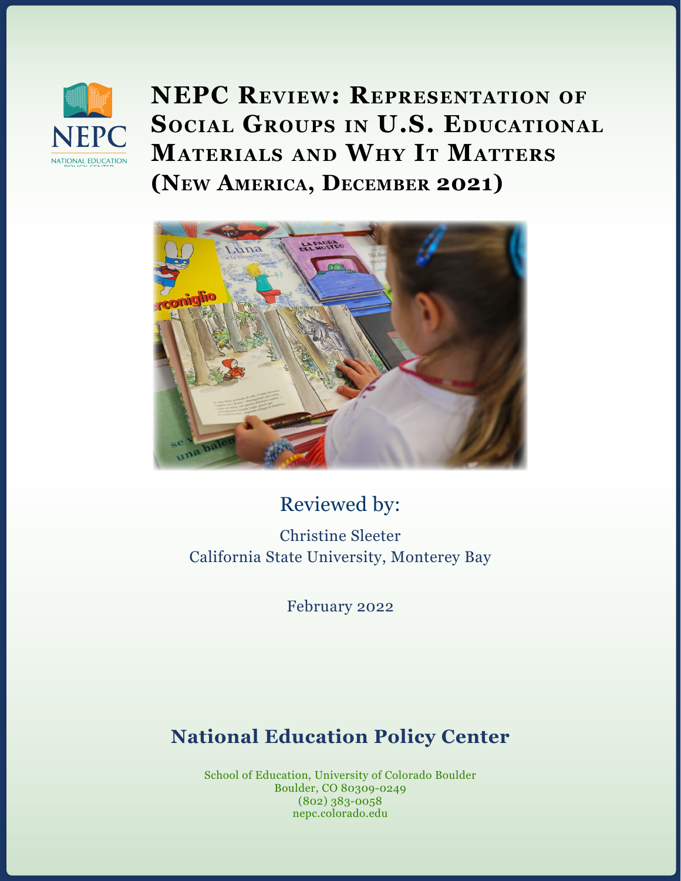# NEPC Review: Representation of Social Groups in U.S. Educational Materials and Why It Matters (New America, December 2021)

Reviewed by:

Christine Sleeter
California State University, Monterey Bay

February 2022

## National Education Policy Center

School of Education, University of Colorado Boulder
Boulder, CO 80309-0249
(802) 383-0058
nepc.colorado.edu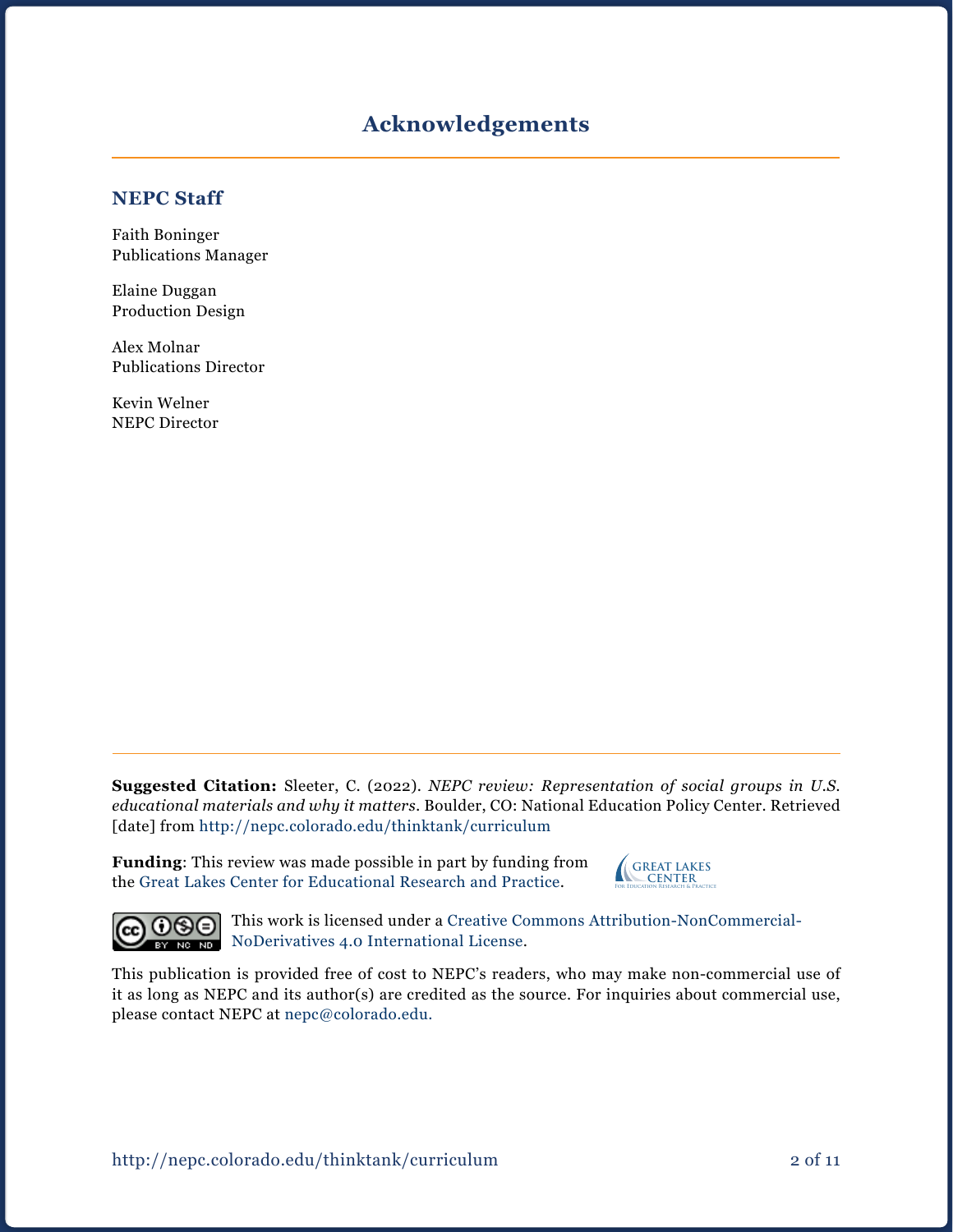# Acknowledgements

## NEPC Staff

Faith Boninger
Publications Manager

Elaine Duggan
Production Design

Alex Molnar
Publications Director

Kevin Welner
NEPC Director

**Suggested Citation:** Sleeter, C. (2022). *NEPC review: Representation of social groups in U.S. educational materials and why it matters*. Boulder, CO: National Education Policy Center. Retrieved [date] from http://nepc.colorado.edu/thinktank/curriculum

**Funding**: This review was made possible in part by funding from the Great Lakes Center for Educational Research and Practice.

This work is licensed under a Creative Commons Attribution-NonCommercial-NoDerivatives 4.0 International License.

This publication is provided free of cost to NEPC's readers, who may make non-commercial use of it as long as NEPC and its author(s) are credited as the source. For inquiries about commercial use, please contact NEPC at nepc@colorado.edu.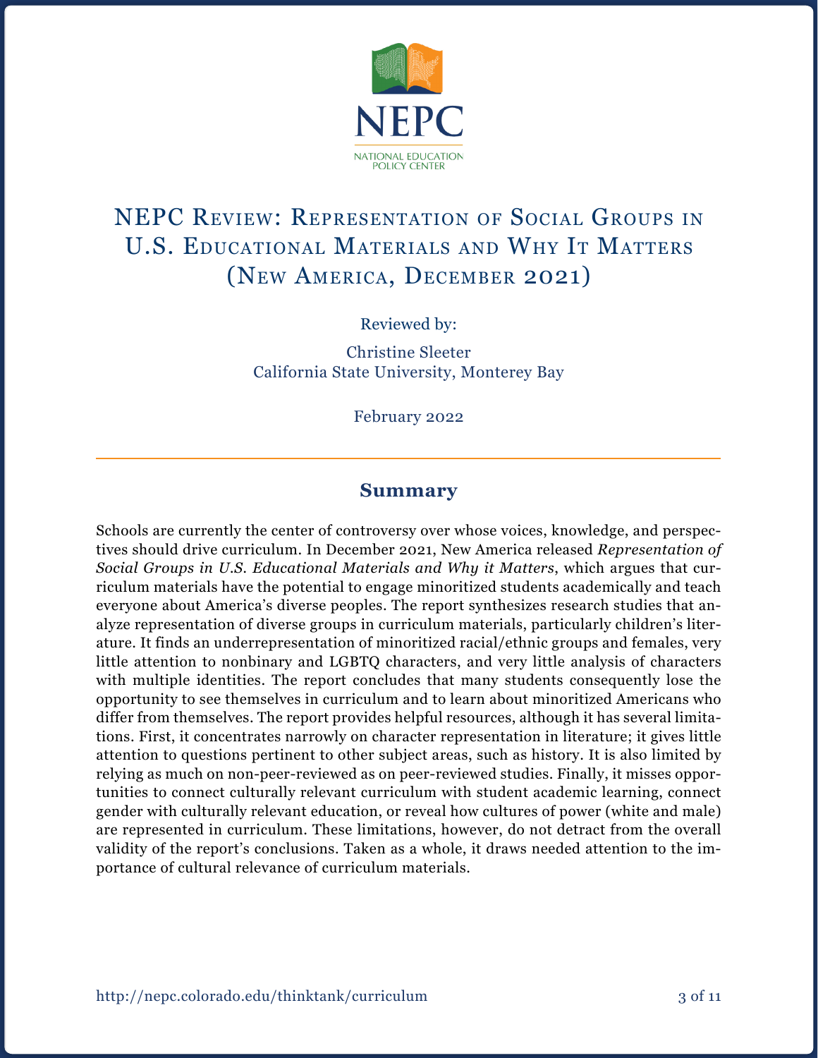NEPC

NATIONAL EDUCATION POLICY CENTER

# NEPC Review: Representation of Social Groups in U.S. Educational Materials and Why It Matters (New America, December 2021)

Reviewed by:

Christine Sleeter
California State University, Monterey Bay

February 2022

## Summary

Schools are currently the center of controversy over whose voices, knowledge, and perspectives should drive curriculum. In December 2021, New America released *Representation of Social Groups in U.S. Educational Materials and Why it Matters*, which argues that curriculum materials have the potential to engage minoritized students academically and teach everyone about America's diverse peoples. The report synthesizes research studies that analyze representation of diverse groups in curriculum materials, particularly children's literature. It finds an underrepresentation of minoritized racial/ethnic groups and females, very little attention to nonbinary and LGBTQ characters, and very little analysis of characters with multiple identities. The report concludes that many students consequently lose the opportunity to see themselves in curriculum and to learn about minoritized Americans who differ from themselves. The report provides helpful resources, although it has several limitations. First, it concentrates narrowly on character representation in literature; it gives little attention to questions pertinent to other subject areas, such as history. It is also limited by relying as much on non-peer-reviewed as on peer-reviewed studies. Finally, it misses opportunities to connect culturally relevant curriculum with student academic learning, connect gender with culturally relevant education, or reveal how cultures of power (white and male) are represented in curriculum. These limitations, however, do not detract from the overall validity of the report's conclusions. Taken as a whole, it draws needed attention to the importance of cultural relevance of curriculum materials.

http://nepc.colorado.edu/thinktank/curriculum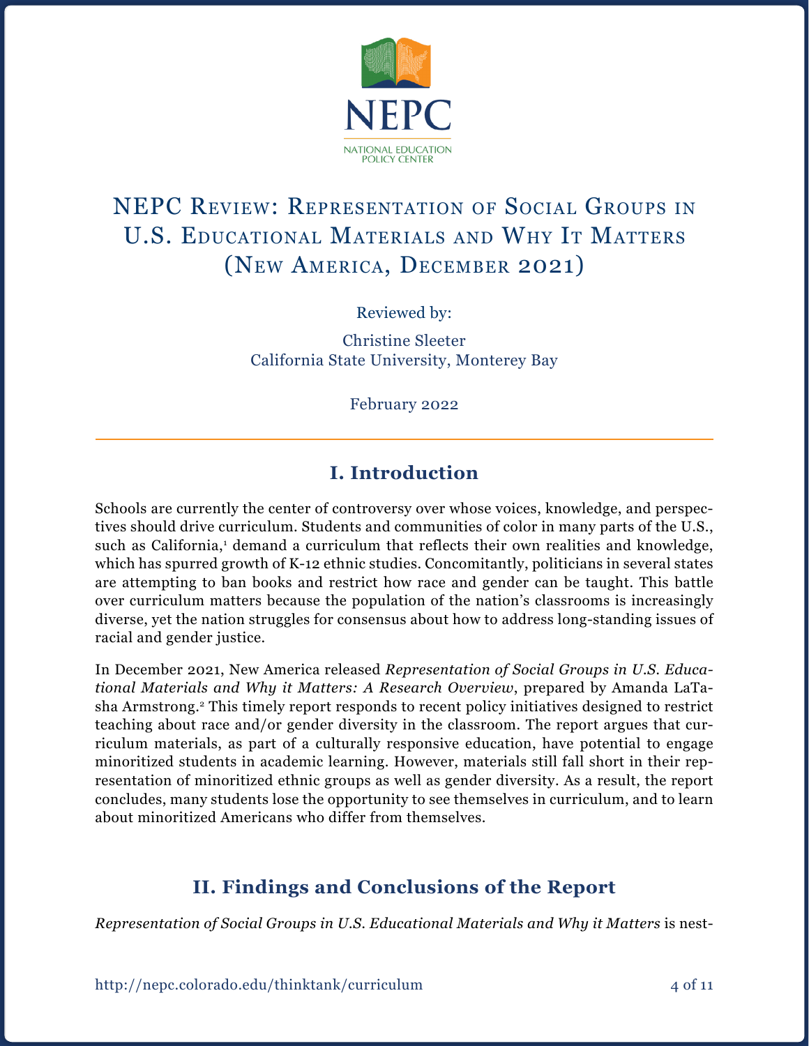# NEPC Review: Representation of Social Groups in U.S. Educational Materials and Why It Matters (New America, December 2021)

Reviewed by:

Christine Sleeter
California State University, Monterey Bay

February 2022

## I. Introduction

Schools are currently the center of controversy over whose voices, knowledge, and perspectives should drive curriculum. Students and communities of color in many parts of the U.S., such as California,[1] demand a curriculum that reflects their own realities and knowledge, which has spurred growth of K-12 ethnic studies. Concomitantly, politicians in several states are attempting to ban books and restrict how race and gender can be taught. This battle over curriculum matters because the population of the nation's classrooms is increasingly diverse, yet the nation struggles for consensus about how to address long-standing issues of racial and gender justice.

In December 2021, New America released *Representation of Social Groups in U.S. Educational Materials and Why it Matters: A Research Overview*, prepared by Amanda LaTasha Armstrong.[2] This timely report responds to recent policy initiatives designed to restrict teaching about race and/or gender diversity in the classroom. The report argues that curriculum materials, as part of a culturally responsive education, have potential to engage minoritized students in academic learning. However, materials still fall short in their representation of minoritized ethnic groups as well as gender diversity. As a result, the report concludes, many students lose the opportunity to see themselves in curriculum, and to learn about minoritized Americans who differ from themselves.

## II. Findings and Conclusions of the Report

*Representation of Social Groups in U.S. Educational Materials and Why it Matters* is nest-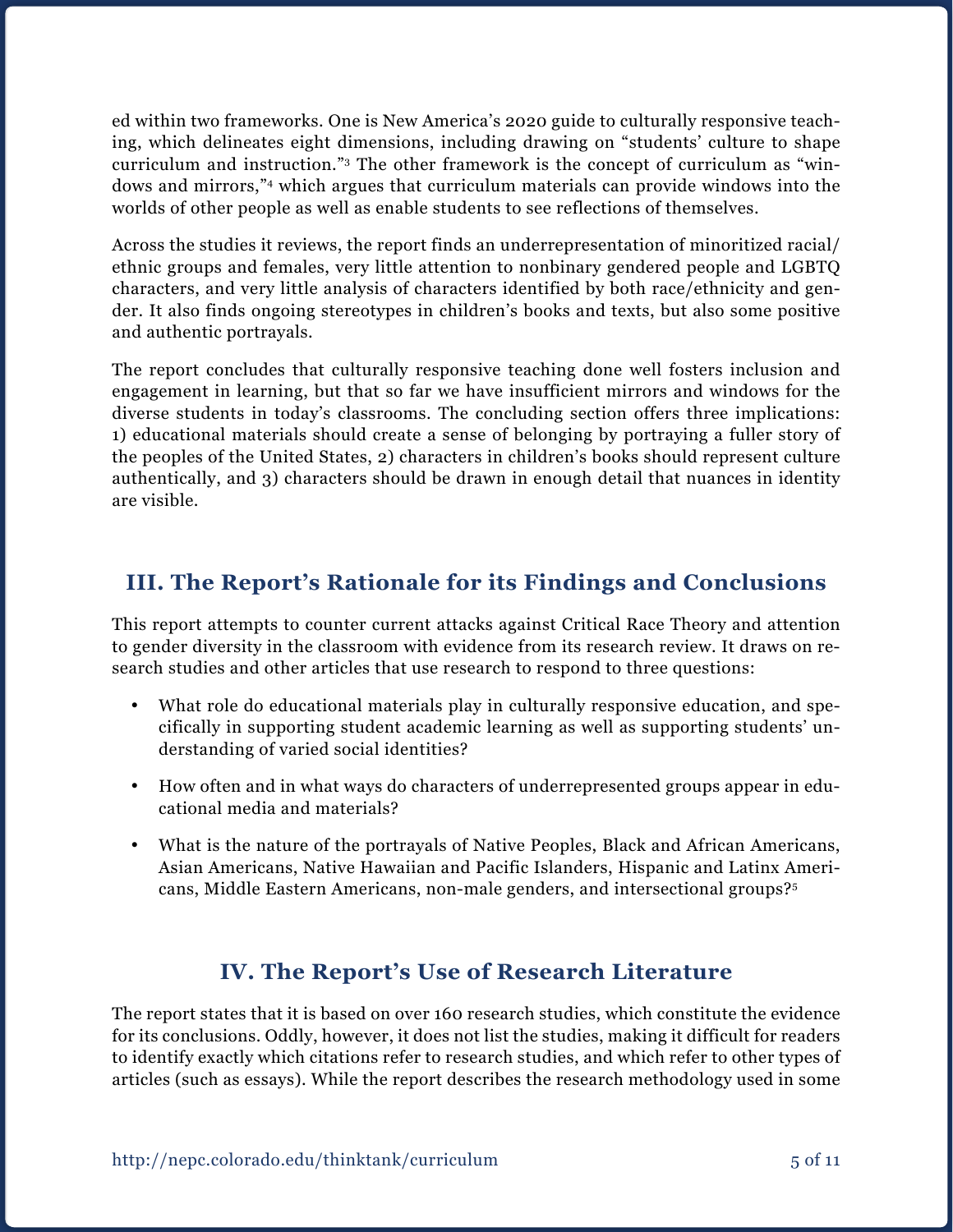ed within two frameworks. One is New America's 2020 guide to culturally responsive teaching, which delineates eight dimensions, including drawing on "students' culture to shape curriculum and instruction."[3] The other framework is the concept of curriculum as "windows and mirrors,"[4] which argues that curriculum materials can provide windows into the worlds of other people as well as enable students to see reflections of themselves.

Across the studies it reviews, the report finds an underrepresentation of minoritized racial/ethnic groups and females, very little attention to nonbinary gendered people and LGBTQ characters, and very little analysis of characters identified by both race/ethnicity and gender. It also finds ongoing stereotypes in children's books and texts, but also some positive and authentic portrayals.

The report concludes that culturally responsive teaching done well fosters inclusion and engagement in learning, but that so far we have insufficient mirrors and windows for the diverse students in today's classrooms. The concluding section offers three implications: 1) educational materials should create a sense of belonging by portraying a fuller story of the peoples of the United States, 2) characters in children's books should represent culture authentically, and 3) characters should be drawn in enough detail that nuances in identity are visible.

## III. The Report's Rationale for its Findings and Conclusions

This report attempts to counter current attacks against Critical Race Theory and attention to gender diversity in the classroom with evidence from its research review. It draws on research studies and other articles that use research to respond to three questions:

- What role do educational materials play in culturally responsive education, and specifically in supporting student academic learning as well as supporting students' understanding of varied social identities?
- How often and in what ways do characters of underrepresented groups appear in educational media and materials?
- What is the nature of the portrayals of Native Peoples, Black and African Americans, Asian Americans, Native Hawaiian and Pacific Islanders, Hispanic and Latinx Americans, Middle Eastern Americans, non-male genders, and intersectional groups?[5]

## IV. The Report's Use of Research Literature

The report states that it is based on over 160 research studies, which constitute the evidence for its conclusions. Oddly, however, it does not list the studies, making it difficult for readers to identify exactly which citations refer to research studies, and which refer to other types of articles (such as essays). While the report describes the research methodology used in some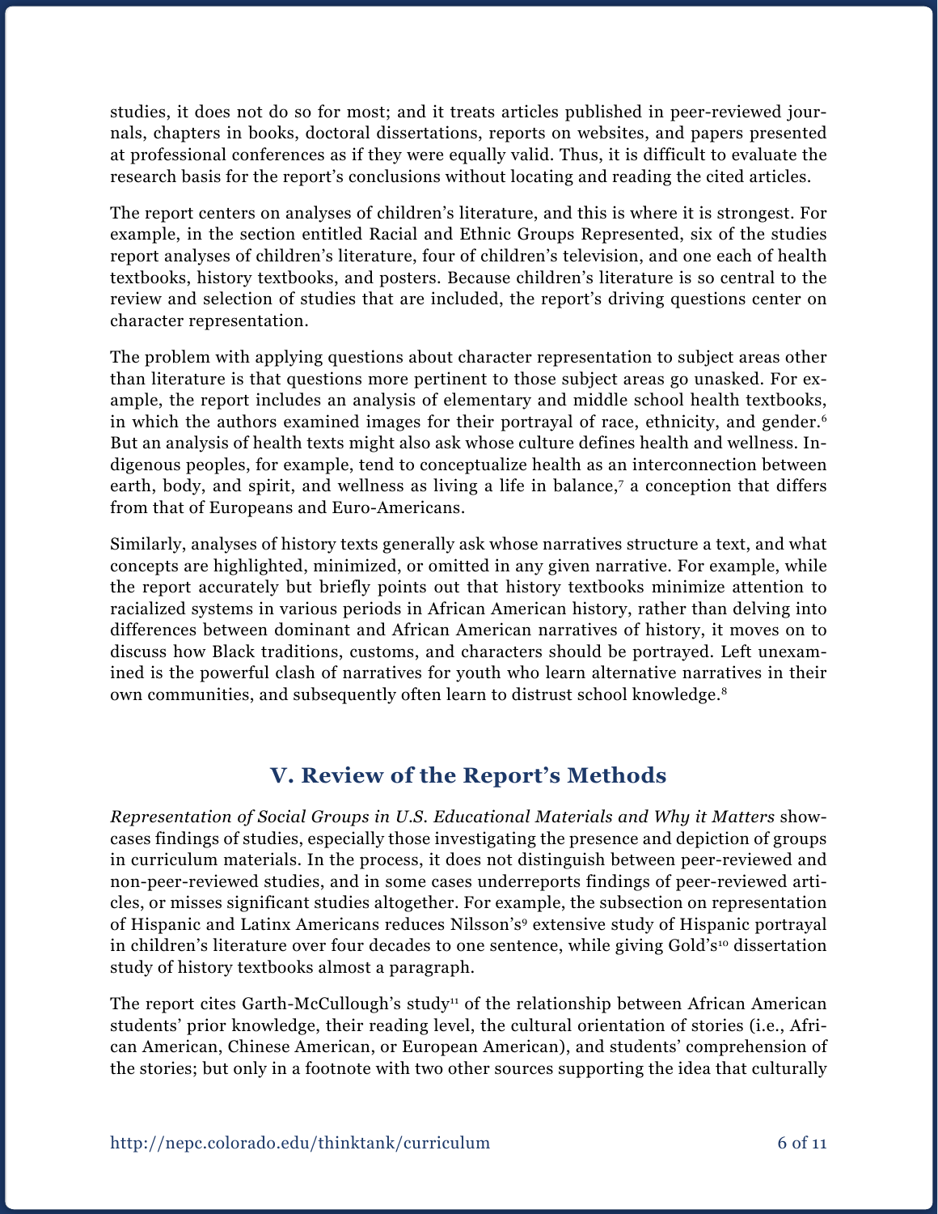studies, it does not do so for most; and it treats articles published in peer-reviewed journals, chapters in books, doctoral dissertations, reports on websites, and papers presented at professional conferences as if they were equally valid. Thus, it is difficult to evaluate the research basis for the report's conclusions without locating and reading the cited articles.

The report centers on analyses of children's literature, and this is where it is strongest. For example, in the section entitled Racial and Ethnic Groups Represented, six of the studies report analyses of children's literature, four of children's television, and one each of health textbooks, history textbooks, and posters. Because children's literature is so central to the review and selection of studies that are included, the report's driving questions center on character representation.

The problem with applying questions about character representation to subject areas other than literature is that questions more pertinent to those subject areas go unasked. For example, the report includes an analysis of elementary and middle school health textbooks, in which the authors examined images for their portrayal of race, ethnicity, and gender.[6] But an analysis of health texts might also ask whose culture defines health and wellness. Indigenous peoples, for example, tend to conceptualize health as an interconnection between earth, body, and spirit, and wellness as living a life in balance,[7] a conception that differs from that of Europeans and Euro-Americans.

Similarly, analyses of history texts generally ask whose narratives structure a text, and what concepts are highlighted, minimized, or omitted in any given narrative. For example, while the report accurately but briefly points out that history textbooks minimize attention to racialized systems in various periods in African American history, rather than delving into differences between dominant and African American narratives of history, it moves on to discuss how Black traditions, customs, and characters should be portrayed. Left unexamined is the powerful clash of narratives for youth who learn alternative narratives in their own communities, and subsequently often learn to distrust school knowledge.[8]

## V. Review of the Report's Methods

*Representation of Social Groups in U.S. Educational Materials and Why it Matters* showcases findings of studies, especially those investigating the presence and depiction of groups in curriculum materials. In the process, it does not distinguish between peer-reviewed and non-peer-reviewed studies, and in some cases underreports findings of peer-reviewed articles, or misses significant studies altogether. For example, the subsection on representation of Hispanic and Latinx Americans reduces Nilsson's[9] extensive study of Hispanic portrayal in children's literature over four decades to one sentence, while giving Gold's[10] dissertation study of history textbooks almost a paragraph.

The report cites Garth-McCullough's study[11] of the relationship between African American students' prior knowledge, their reading level, the cultural orientation of stories (i.e., African American, Chinese American, or European American), and students' comprehension of the stories; but only in a footnote with two other sources supporting the idea that culturally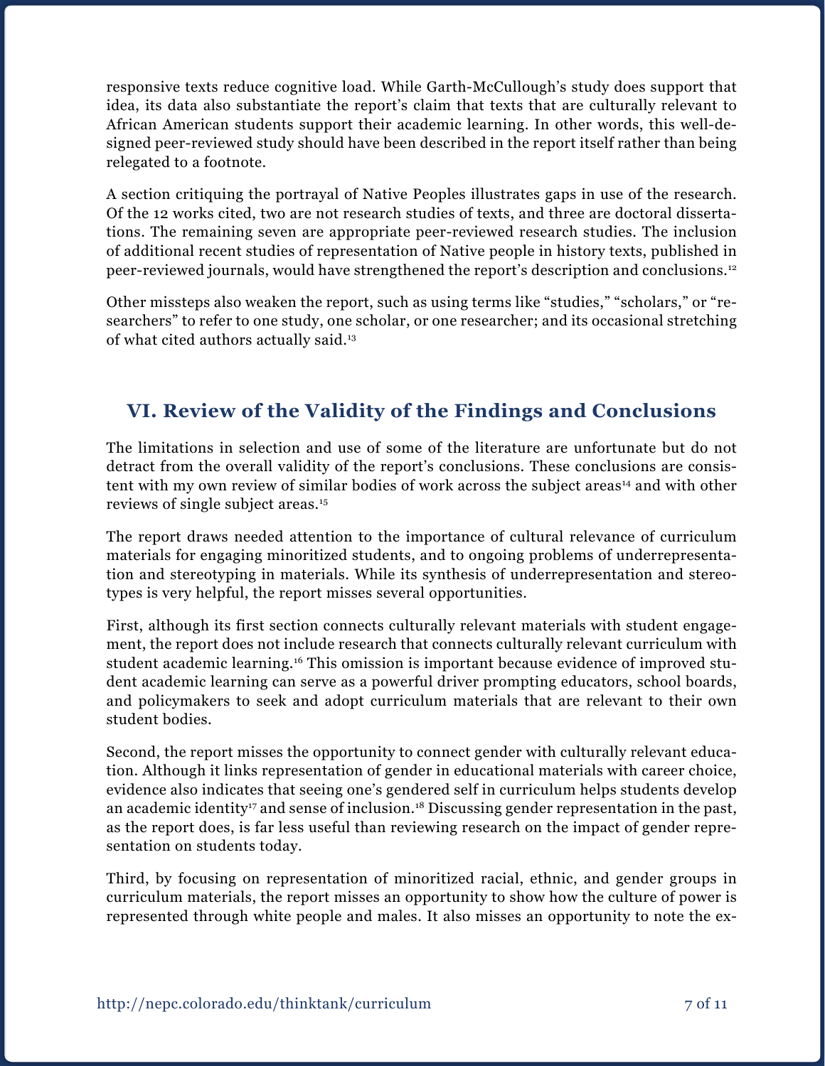responsive texts reduce cognitive load. While Garth-McCullough's study does support that idea, its data also substantiate the report's claim that texts that are culturally relevant to African American students support their academic learning. In other words, this well-designed peer-reviewed study should have been described in the report itself rather than being relegated to a footnote.

A section critiquing the portrayal of Native Peoples illustrates gaps in use of the research. Of the 12 works cited, two are not research studies of texts, and three are doctoral dissertations. The remaining seven are appropriate peer-reviewed research studies. The inclusion of additional recent studies of representation of Native people in history texts, published in peer-reviewed journals, would have strengthened the report's description and conclusions.[12]

Other missteps also weaken the report, such as using terms like "studies," "scholars," or "researchers" to refer to one study, one scholar, or one researcher; and its occasional stretching of what cited authors actually said.[13]

## VI. Review of the Validity of the Findings and Conclusions

The limitations in selection and use of some of the literature are unfortunate but do not detract from the overall validity of the report's conclusions. These conclusions are consistent with my own review of similar bodies of work across the subject areas[14] and with other reviews of single subject areas.[15]

The report draws needed attention to the importance of cultural relevance of curriculum materials for engaging minoritized students, and to ongoing problems of underrepresentation and stereotyping in materials. While its synthesis of underrepresentation and stereotypes is very helpful, the report misses several opportunities.

First, although its first section connects culturally relevant materials with student engagement, the report does not include research that connects culturally relevant curriculum with student academic learning.[16] This omission is important because evidence of improved student academic learning can serve as a powerful driver prompting educators, school boards, and policymakers to seek and adopt curriculum materials that are relevant to their own student bodies.

Second, the report misses the opportunity to connect gender with culturally relevant education. Although it links representation of gender in educational materials with career choice, evidence also indicates that seeing one's gendered self in curriculum helps students develop an academic identity[17] and sense of inclusion.[18] Discussing gender representation in the past, as the report does, is far less useful than reviewing research on the impact of gender representation on students today.

Third, by focusing on representation of minoritized racial, ethnic, and gender groups in curriculum materials, the report misses an opportunity to show how the culture of power is represented through white people and males. It also misses an opportunity to note the ex-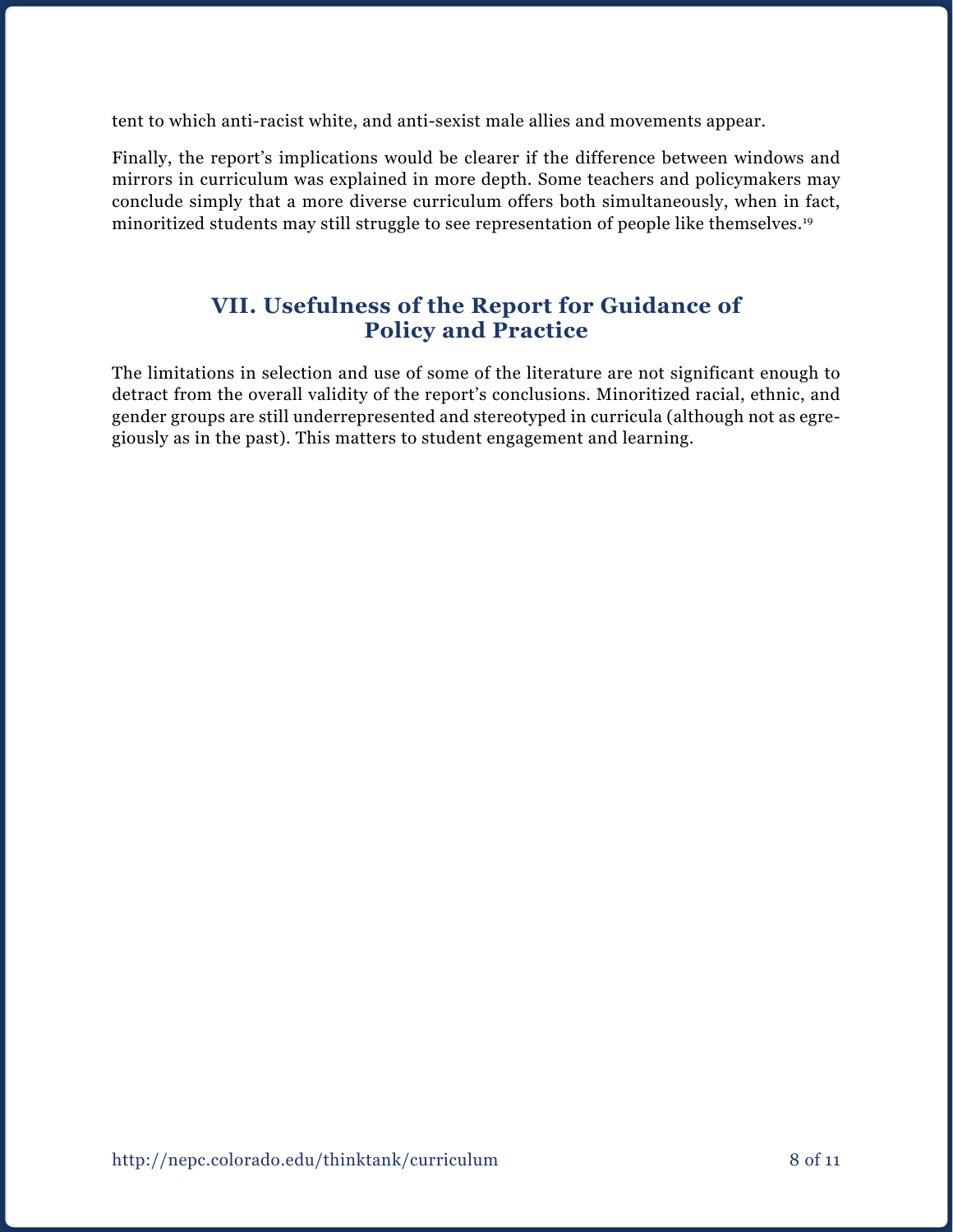tent to which anti-racist white, and anti-sexist male allies and movements appear.

Finally, the report's implications would be clearer if the difference between windows and mirrors in curriculum was explained in more depth. Some teachers and policymakers may conclude simply that a more diverse curriculum offers both simultaneously, when in fact, minoritized students may still struggle to see representation of people like themselves.[19]

## VII. Usefulness of the Report for Guidance of Policy and Practice

The limitations in selection and use of some of the literature are not significant enough to detract from the overall validity of the report's conclusions. Minoritized racial, ethnic, and gender groups are still underrepresented and stereotyped in curricula (although not as egregiously as in the past). This matters to student engagement and learning.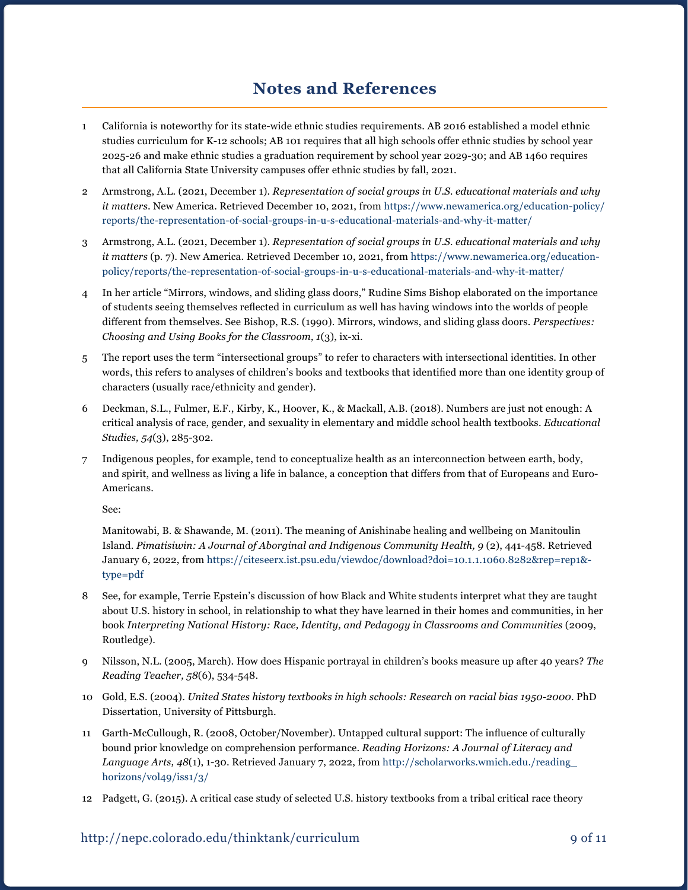# Notes and References

1. California is noteworthy for its state-wide ethnic studies requirements. AB 2016 established a model ethnic studies curriculum for K-12 schools; AB 101 requires that all high schools offer ethnic studies by school year 2025-26 and make ethnic studies a graduation requirement by school year 2029-30; and AB 1460 requires that all California State University campuses offer ethnic studies by fall, 2021.

2. Armstrong, A.L. (2021, December 1). *Representation of social groups in U.S. educational materials and why it matters*. New America. Retrieved December 10, 2021, from https://www.newamerica.org/education-policy/reports/the-representation-of-social-groups-in-u-s-educational-materials-and-why-it-matter/

3. Armstrong, A.L. (2021, December 1). *Representation of social groups in U.S. educational materials and why it matters* (p. 7). New America. Retrieved December 10, 2021, from https://www.newamerica.org/education-policy/reports/the-representation-of-social-groups-in-u-s-educational-materials-and-why-it-matter/

4. In her article "Mirrors, windows, and sliding glass doors," Rudine Sims Bishop elaborated on the importance of students seeing themselves reflected in curriculum as well has having windows into the worlds of people different from themselves. See Bishop, R.S. (1990). Mirrors, windows, and sliding glass doors. *Perspectives: Choosing and Using Books for the Classroom, 1*(3), ix-xi.

5. The report uses the term "intersectional groups" to refer to characters with intersectional identities. In other words, this refers to analyses of children's books and textbooks that identified more than one identity group of characters (usually race/ethnicity and gender).

6. Deckman, S.L., Fulmer, E.F., Kirby, K., Hoover, K., & Mackall, A.B. (2018). Numbers are just not enough: A critical analysis of race, gender, and sexuality in elementary and middle school health textbooks. *Educational Studies, 54*(3), 285-302.

7. Indigenous peoples, for example, tend to conceptualize health as an interconnection between earth, body, and spirit, and wellness as living a life in balance, a conception that differs from that of Europeans and Euro-Americans.

   See:

   Manitowabi, B. & Shawande, M. (2011). The meaning of Anishinabe healing and wellbeing on Manitoulin Island. *Pimatisiwin: A Journal of Aborginal and Indigenous Community Health, 9* (2), 441-458. Retrieved January 6, 2022, from https://citeseerx.ist.psu.edu/viewdoc/download?doi=10.1.1.1060.8282&rep=rep1&type=pdf

8. See, for example, Terrie Epstein's discussion of how Black and White students interpret what they are taught about U.S. history in school, in relationship to what they have learned in their homes and communities, in her book *Interpreting National History: Race, Identity, and Pedagogy in Classrooms and Communities* (2009, Routledge).

9. Nilsson, N.L. (2005, March). How does Hispanic portrayal in children's books measure up after 40 years? *The Reading Teacher, 58*(6), 534-548.

10. Gold, E.S. (2004). *United States history textbooks in high schools: Research on racial bias 1950-2000*. PhD Dissertation, University of Pittsburgh.

11. Garth-McCullough, R. (2008, October/November). Untapped cultural support: The influence of culturally bound prior knowledge on comprehension performance. *Reading Horizons: A Journal of Literacy and Language Arts, 48*(1), 1-30. Retrieved January 7, 2022, from http://scholarworks.wmich.edu./reading_horizons/vol49/iss1/3/

12. Padgett, G. (2015). A critical case study of selected U.S. history textbooks from a tribal critical race theory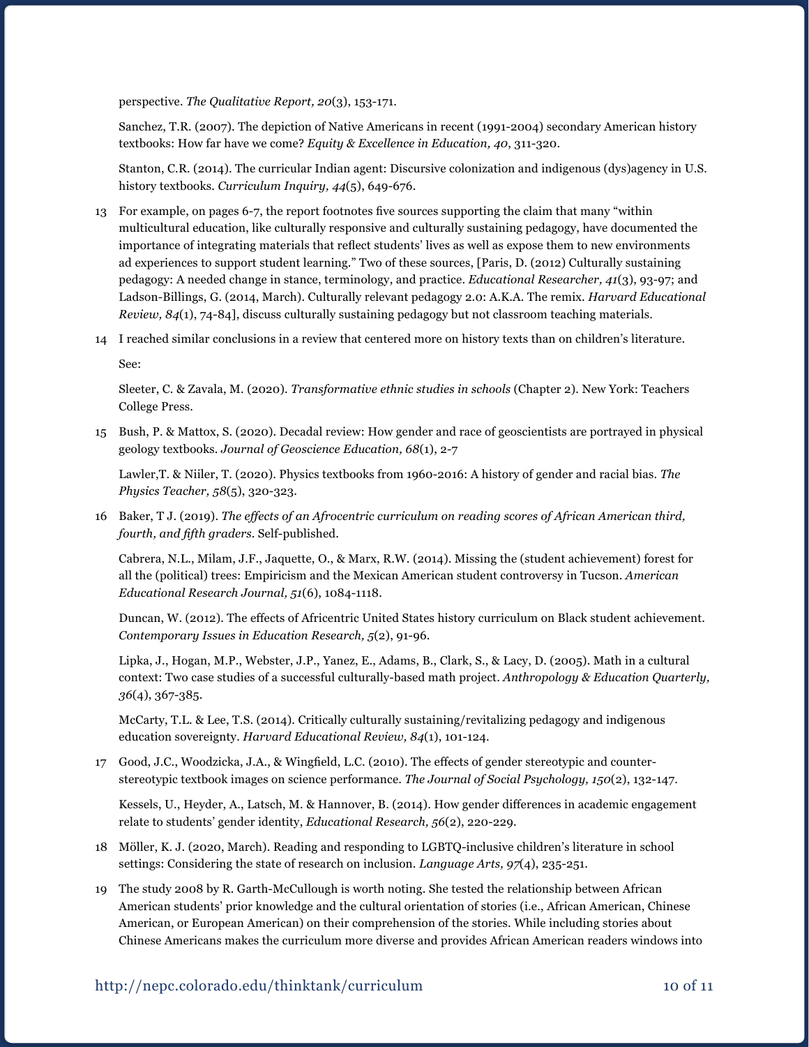perspective. *The Qualitative Report, 20*(3), 153-171.

Sanchez, T.R. (2007). The depiction of Native Americans in recent (1991-2004) secondary American history textbooks: How far have we come? *Equity & Excellence in Education, 40*, 311-320.

Stanton, C.R. (2014). The curricular Indian agent: Discursive colonization and indigenous (dys)agency in U.S. history textbooks. *Curriculum Inquiry, 44*(5), 649-676.

13 For example, on pages 6-7, the report footnotes five sources supporting the claim that many "within multicultural education, like culturally responsive and culturally sustaining pedagogy, have documented the importance of integrating materials that reflect students' lives as well as expose them to new environments ad experiences to support student learning." Two of these sources, [Paris, D. (2012) Culturally sustaining pedagogy: A needed change in stance, terminology, and practice. *Educational Researcher, 41*(3), 93-97; and Ladson-Billings, G. (2014, March). Culturally relevant pedagogy 2.0: A.K.A. The remix. *Harvard Educational Review, 84*(1), 74-84], discuss culturally sustaining pedagogy but not classroom teaching materials.

14 I reached similar conclusions in a review that centered more on history texts than on children's literature.

See:

Sleeter, C. & Zavala, M. (2020). *Transformative ethnic studies in schools* (Chapter 2). New York: Teachers College Press.

15 Bush, P. & Mattox, S. (2020). Decadal review: How gender and race of geoscientists are portrayed in physical geology textbooks. *Journal of Geoscience Education, 68*(1), 2-7

Lawler,T. & Niiler, T. (2020). Physics textbooks from 1960-2016: A history of gender and racial bias. *The Physics Teacher, 58*(5), 320-323.

16 Baker, T J. (2019). *The effects of an Afrocentric curriculum on reading scores of African American third, fourth, and fifth graders*. Self-published.

Cabrera, N.L., Milam, J.F., Jaquette, O., & Marx, R.W. (2014). Missing the (student achievement) forest for all the (political) trees: Empiricism and the Mexican American student controversy in Tucson. *American Educational Research Journal, 51*(6), 1084-1118.

Duncan, W. (2012). The effects of Africentric United States history curriculum on Black student achievement. *Contemporary Issues in Education Research, 5*(2), 91-96.

Lipka, J., Hogan, M.P., Webster, J.P., Yanez, E., Adams, B., Clark, S., & Lacy, D. (2005). Math in a cultural context: Two case studies of a successful culturally-based math project. *Anthropology & Education Quarterly, 36*(4), 367-385.

McCarty, T.L. & Lee, T.S. (2014). Critically culturally sustaining/revitalizing pedagogy and indigenous education sovereignty. *Harvard Educational Review, 84*(1), 101-124.

17 Good, J.C., Woodzicka, J.A., & Wingfield, L.C. (2010). The effects of gender stereotypic and counter-stereotypic textbook images on science performance. *The Journal of Social Psychology, 150*(2), 132-147.

Kessels, U., Heyder, A., Latsch, M. & Hannover, B. (2014). How gender differences in academic engagement relate to students' gender identity, *Educational Research, 56*(2), 220-229.

18 Möller, K. J. (2020, March). Reading and responding to LGBTQ-inclusive children's literature in school settings: Considering the state of research on inclusion. *Language Arts, 97*(4), 235-251.

19 The study 2008 by R. Garth-McCullough is worth noting. She tested the relationship between African American students' prior knowledge and the cultural orientation of stories (i.e., African American, Chinese American, or European American) on their comprehension of the stories. While including stories about Chinese Americans makes the curriculum more diverse and provides African American readers windows into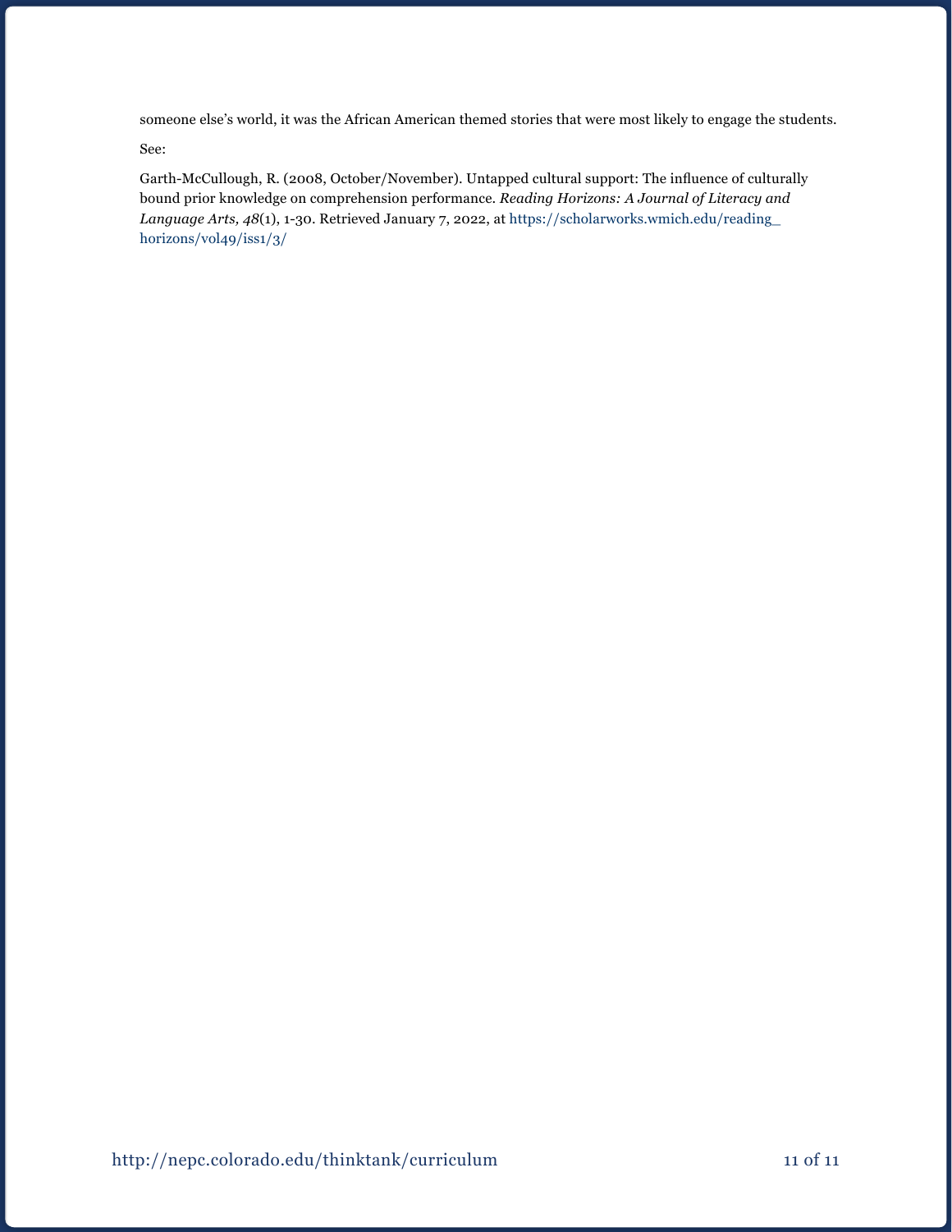someone else's world, it was the African American themed stories that were most likely to engage the students.

See:

Garth-McCullough, R. (2008, October/November). Untapped cultural support: The influence of culturally bound prior knowledge on comprehension performance. *Reading Horizons: A Journal of Literacy and Language Arts, 48*(1), 1-30. Retrieved January 7, 2022, at https://scholarworks.wmich.edu/reading_horizons/vol49/iss1/3/